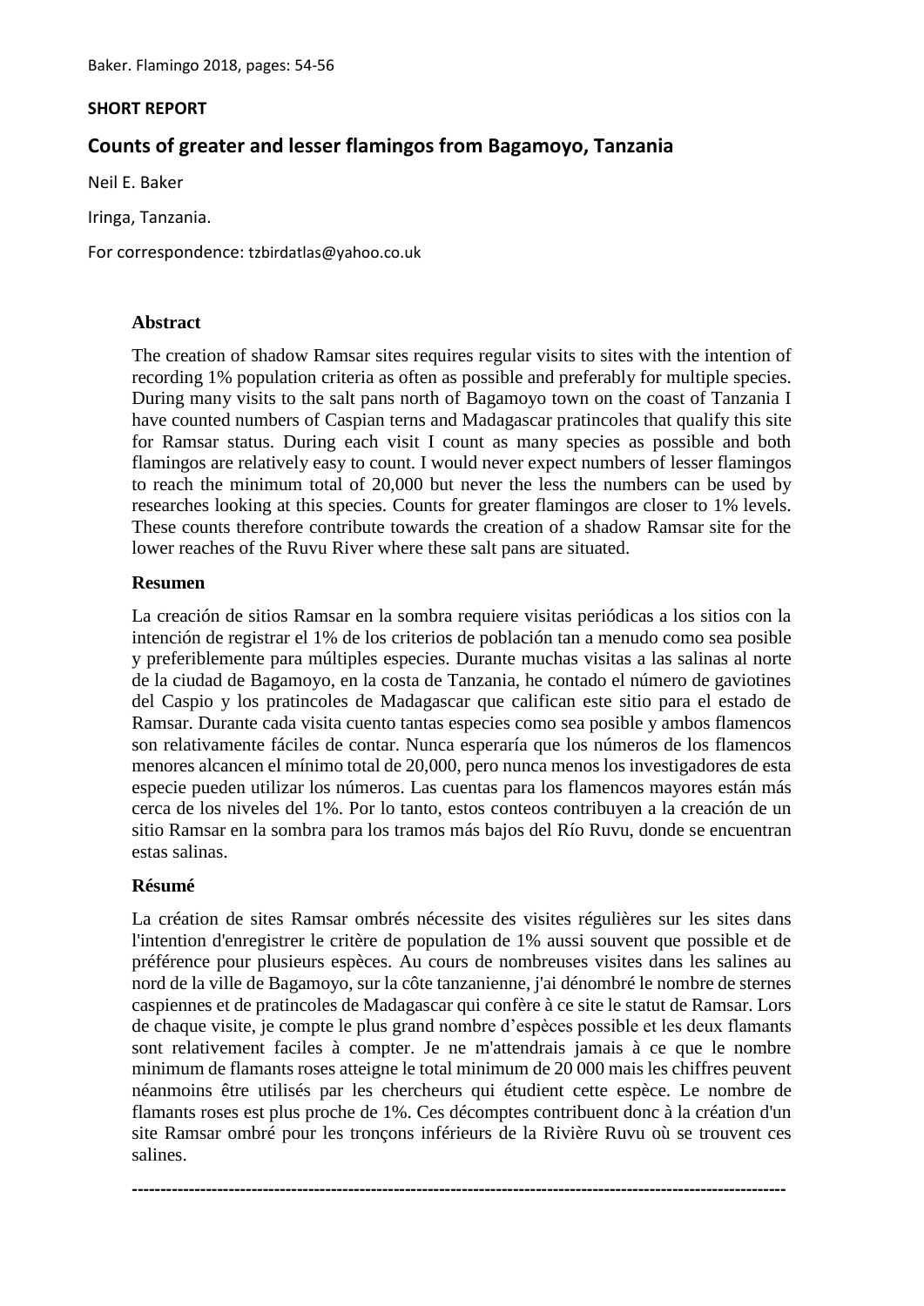**SHORT REPORT**

# Counts of greater and lesser flamingos from Bagamoyo, Tanzania

Neil E. Baker

Iringa, Tanzania.

For correspondence: tzbirdatlas@yahoo.co.uk

## Abstract

The creation of shadow Ramsar sites requires regular visits to sites with the intention of recording 1% population criteria as often as possible and preferably for multiple species. During many visits to the salt pans north of Bagamoyo town on the coast of Tanzania I have counted numbers of Caspian terns and Madagascar pratincoles that qualify this site for Ramsar status. During each visit I count as many species as possible and both flamingos are relatively easy to count. I would never expect numbers of lesser flamingos to reach the minimum total of 20,000 but never the less the numbers can be used by researches looking at this species. Counts for greater flamingos are closer to 1% levels. These counts therefore contribute towards the creation of a shadow Ramsar site for the lower reaches of the Ruvu River where these salt pans are situated.

## Resumen

La creación de sitios Ramsar en la sombra requiere visitas periódicas a los sitios con la intención de registrar el 1% de los criterios de población tan a menudo como sea posible y preferiblemente para múltiples especies. Durante muchas visitas a las salinas al norte de la ciudad de Bagamoyo, en la costa de Tanzania, he contado el número de gaviotines del Caspio y los pratincoles de Madagascar que califican este sitio para el estado de Ramsar. Durante cada visita cuento tantas especies como sea posible y ambos flamencos son relativamente fáciles de contar. Nunca esperaría que los números de los flamencos menores alcancen el mínimo total de 20,000, pero nunca menos los investigadores de esta especie pueden utilizar los números. Las cuentas para los flamencos mayores están más cerca de los niveles del 1%. Por lo tanto, estos conteos contribuyen a la creación de un sitio Ramsar en la sombra para los tramos más bajos del Río Ruvu, donde se encuentran estas salinas.

## Résumé

La création de sites Ramsar ombrés nécessite des visites régulières sur les sites dans l'intention d'enregistrer le critère de population de 1% aussi souvent que possible et de préférence pour plusieurs espèces. Au cours de nombreuses visites dans les salines au nord de la ville de Bagamoyo, sur la côte tanzanienne, j'ai dénombré le nombre de sternes caspiennes et de pratincoles de Madagascar qui confère à ce site le statut de Ramsar. Lors de chaque visite, je compte le plus grand nombre d'espèces possible et les deux flamants sont relativement faciles à compter. Je ne m'attendrais jamais à ce que le nombre minimum de flamants roses atteigne le total minimum de 20 000 mais les chiffres peuvent néanmoins être utilisés par les chercheurs qui étudient cette espèce. Le nombre de flamants roses est plus proche de 1%. Ces décomptes contribuent donc à la création d'un site Ramsar ombré pour les tronçons inférieurs de la Rivière Ruvu où se trouvent ces salines.

---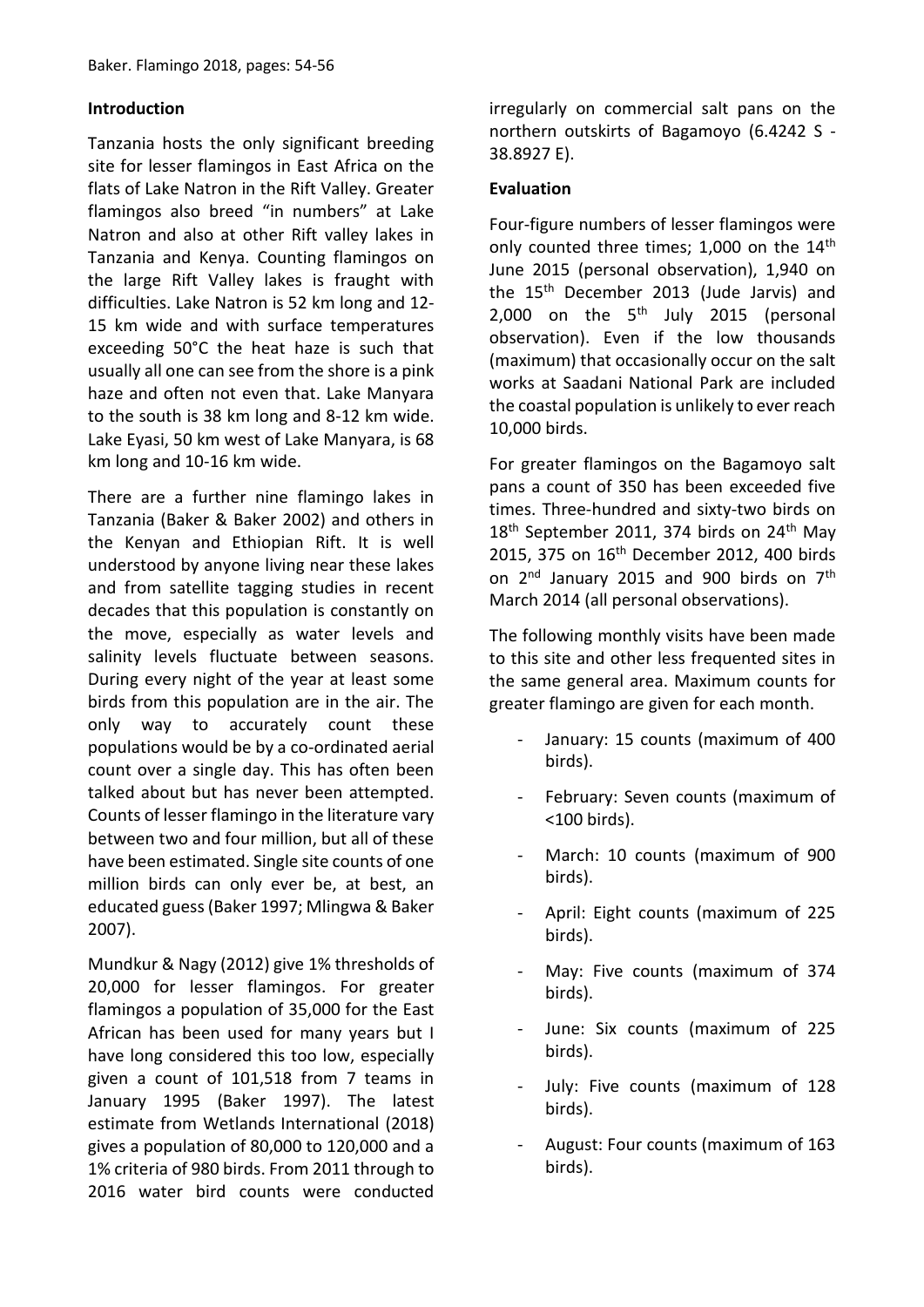## Introduction

Tanzania hosts the only significant breeding site for lesser flamingos in East Africa on the flats of Lake Natron in the Rift Valley. Greater flamingos also breed "in numbers" at Lake Natron and also at other Rift valley lakes in Tanzania and Kenya. Counting flamingos on the large Rift Valley lakes is fraught with difficulties. Lake Natron is 52 km long and 12-15 km wide and with surface temperatures exceeding 50°C the heat haze is such that usually all one can see from the shore is a pink haze and often not even that. Lake Manyara to the south is 38 km long and 8-12 km wide. Lake Eyasi, 50 km west of Lake Manyara, is 68 km long and 10-16 km wide.

There are a further nine flamingo lakes in Tanzania (Baker & Baker 2002) and others in the Kenyan and Ethiopian Rift. It is well understood by anyone living near these lakes and from satellite tagging studies in recent decades that this population is constantly on the move, especially as water levels and salinity levels fluctuate between seasons. During every night of the year at least some birds from this population are in the air. The only way to accurately count these populations would be by a co-ordinated aerial count over a single day. This has often been talked about but has never been attempted. Counts of lesser flamingo in the literature vary between two and four million, but all of these have been estimated. Single site counts of one million birds can only ever be, at best, an educated guess (Baker 1997; Mlingwa & Baker 2007).

Mundkur & Nagy (2012) give 1% thresholds of 20,000 for lesser flamingos. For greater flamingos a population of 35,000 for the East African has been used for many years but I have long considered this too low, especially given a count of 101,518 from 7 teams in January 1995 (Baker 1997). The latest estimate from Wetlands International (2018) gives a population of 80,000 to 120,000 and a 1% criteria of 980 birds. From 2011 through to 2016 water bird counts were conducted irregularly on commercial salt pans on the northern outskirts of Bagamoyo (6.4242 S - 38.8927 E).

## Evaluation

Four-figure numbers of lesser flamingos were only counted three times; 1,000 on the 14th June 2015 (personal observation), 1,940 on the 15th December 2013 (Jude Jarvis) and 2,000 on the 5th July 2015 (personal observation). Even if the low thousands (maximum) that occasionally occur on the salt works at Saadani National Park are included the coastal population is unlikely to ever reach 10,000 birds.

For greater flamingos on the Bagamoyo salt pans a count of 350 has been exceeded five times. Three-hundred and sixty-two birds on 18th September 2011, 374 birds on 24th May 2015, 375 on 16th December 2012, 400 birds on 2nd January 2015 and 900 birds on 7th March 2014 (all personal observations).

The following monthly visits have been made to this site and other less frequented sites in the same general area. Maximum counts for greater flamingo are given for each month.

- January: 15 counts (maximum of 400 birds).
- February: Seven counts (maximum of <100 birds).
- March: 10 counts (maximum of 900 birds).
- April: Eight counts (maximum of 225 birds).
- May: Five counts (maximum of 374 birds).
- June: Six counts (maximum of 225 birds).
- July: Five counts (maximum of 128 birds).
- August: Four counts (maximum of 163 birds).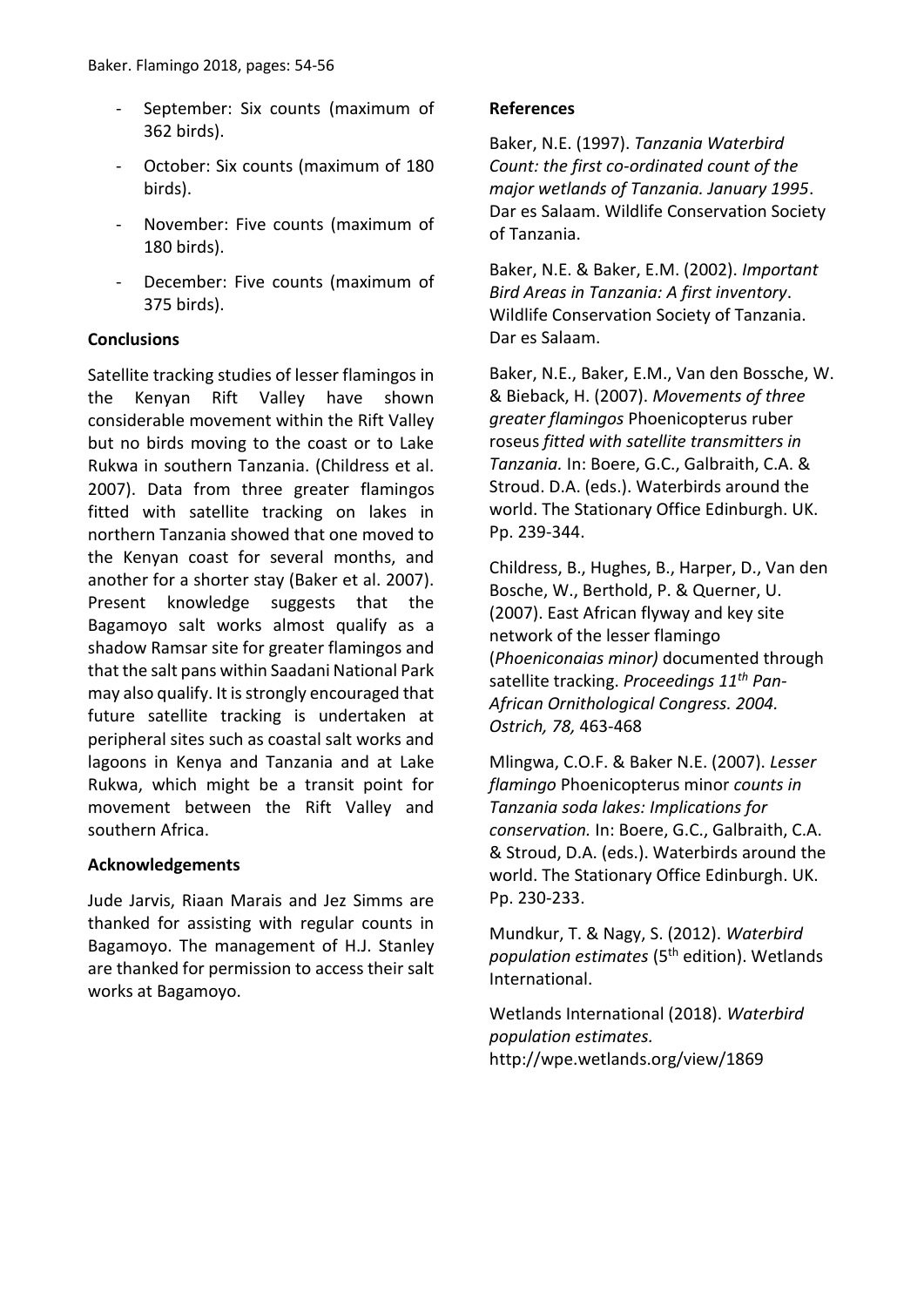- September: Six counts (maximum of 362 birds).
- October: Six counts (maximum of 180 birds).
- November: Five counts (maximum of 180 birds).
- December: Five counts (maximum of 375 birds).

**Conclusions**

Satellite tracking studies of lesser flamingos in the Kenyan Rift Valley have shown considerable movement within the Rift Valley but no birds moving to the coast or to Lake Rukwa in southern Tanzania. (Childress et al. 2007). Data from three greater flamingos fitted with satellite tracking on lakes in northern Tanzania showed that one moved to the Kenyan coast for several months, and another for a shorter stay (Baker et al. 2007). Present knowledge suggests that the Bagamoyo salt works almost qualify as a shadow Ramsar site for greater flamingos and that the salt pans within Saadani National Park may also qualify. It is strongly encouraged that future satellite tracking is undertaken at peripheral sites such as coastal salt works and lagoons in Kenya and Tanzania and at Lake Rukwa, which might be a transit point for movement between the Rift Valley and southern Africa.

**Acknowledgements**

Jude Jarvis, Riaan Marais and Jez Simms are thanked for assisting with regular counts in Bagamoyo. The management of H.J. Stanley are thanked for permission to access their salt works at Bagamoyo.

**References**

Baker, N.E. (1997). *Tanzania Waterbird Count: the first co-ordinated count of the major wetlands of Tanzania. January 1995*. Dar es Salaam. Wildlife Conservation Society of Tanzania.

Baker, N.E. & Baker, E.M. (2002). *Important Bird Areas in Tanzania: A first inventory*. Wildlife Conservation Society of Tanzania. Dar es Salaam.

Baker, N.E., Baker, E.M., Van den Bossche, W. & Bieback, H. (2007). *Movements of three greater flamingos* Phoenicopterus ruber roseus *fitted with satellite transmitters in Tanzania.* In: Boere, G.C., Galbraith, C.A. & Stroud. D.A. (eds.). Waterbirds around the world. The Stationary Office Edinburgh. UK. Pp. 239-344.

Childress, B., Hughes, B., Harper, D., Van den Bosche, W., Berthold, P. & Querner, U. (2007). East African flyway and key site network of the lesser flamingo (*Phoeniconaias minor)* documented through satellite tracking. *Proceedings 11th Pan-African Ornithological Congress. 2004. Ostrich, 78,* 463-468

Mlingwa, C.O.F. & Baker N.E. (2007). *Lesser flamingo* Phoenicopterus minor *counts in Tanzania soda lakes: Implications for conservation.* In: Boere, G.C., Galbraith, C.A. & Stroud, D.A. (eds.). Waterbirds around the world. The Stationary Office Edinburgh. UK. Pp. 230-233.

Mundkur, T. & Nagy, S. (2012). *Waterbird population estimates* (5th edition). Wetlands International.

Wetlands International (2018). *Waterbird population estimates.* http://wpe.wetlands.org/view/1869